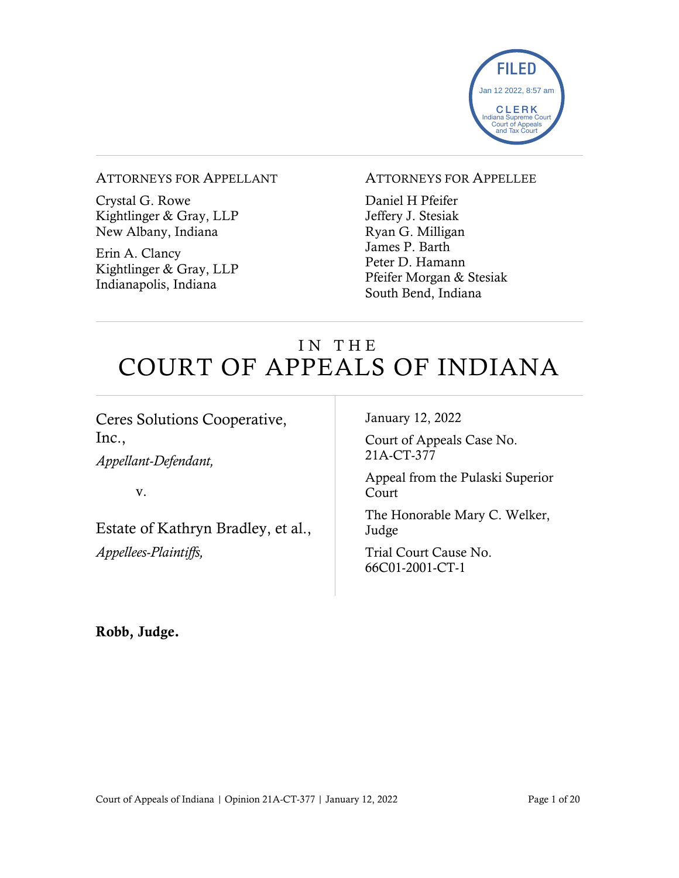FILED
Jan 12 2022, 8:57 am
CLERK
Indiana Supreme Court
Court of Appeals
and Tax Court

ATTORNEYS FOR APPELLANT

Crystal G. Rowe
Kightlinger & Gray, LLP
New Albany, Indiana

Erin A. Clancy
Kightlinger & Gray, LLP
Indianapolis, Indiana

ATTORNEYS FOR APPELLEE

Daniel H Pfeifer
Jeffery J. Stesiak
Ryan G. Milligan
James P. Barth
Peter D. Hamann
Pfeifer Morgan & Stesiak
South Bend, Indiana

# IN THE COURT OF APPEALS OF INDIANA

Ceres Solutions Cooperative, Inc.,
*Appellant-Defendant,*

v.

Estate of Kathryn Bradley, et al.,
*Appellees-Plaintiffs,*

January 12, 2022

Court of Appeals Case No. 21A-CT-377

Appeal from the Pulaski Superior Court

The Honorable Mary C. Welker, Judge

Trial Court Cause No. 66C01-2001-CT-1

**Robb, Judge.**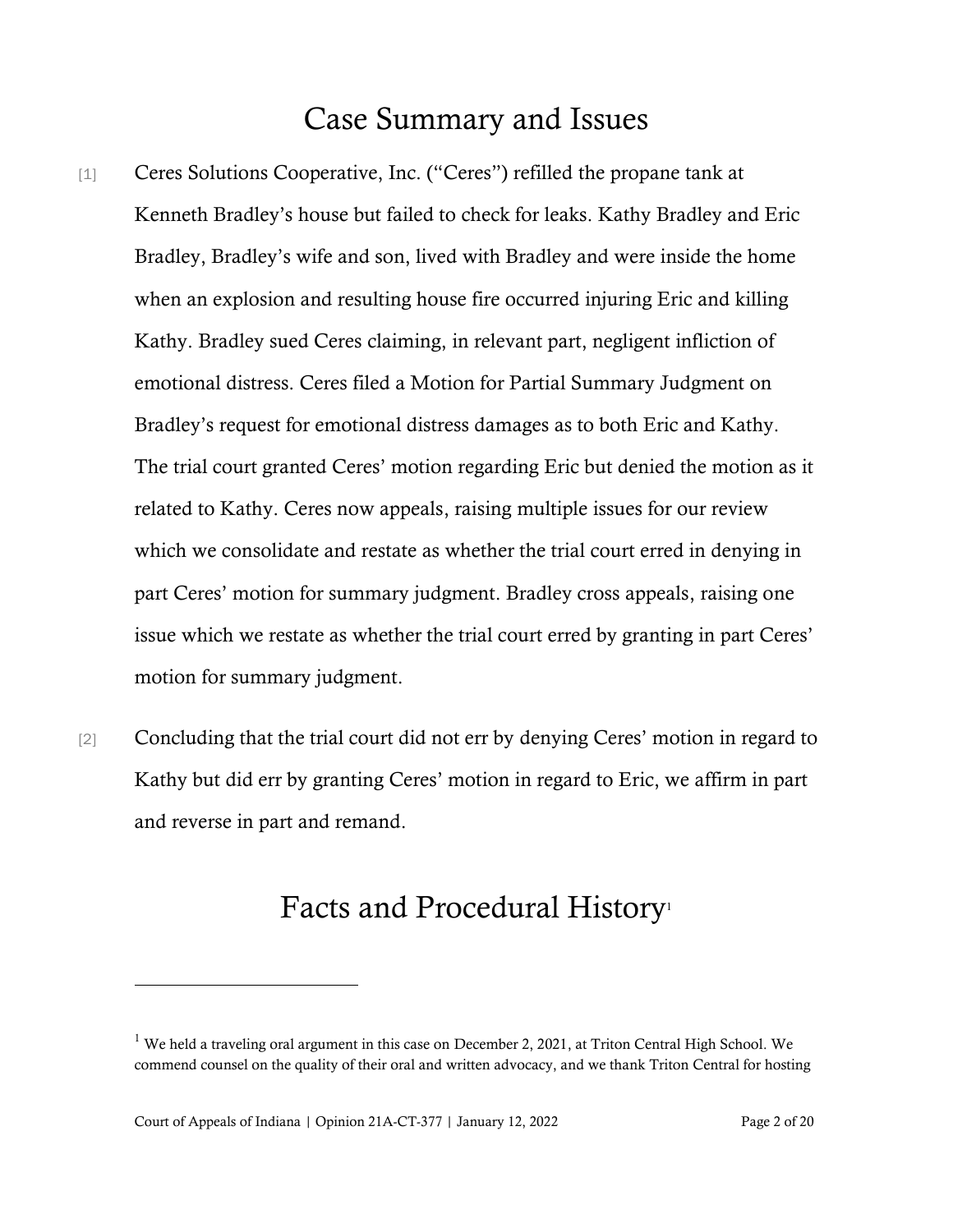# Case Summary and Issues

[1] Ceres Solutions Cooperative, Inc. ("Ceres") refilled the propane tank at Kenneth Bradley's house but failed to check for leaks. Kathy Bradley and Eric Bradley, Bradley's wife and son, lived with Bradley and were inside the home when an explosion and resulting house fire occurred injuring Eric and killing Kathy. Bradley sued Ceres claiming, in relevant part, negligent infliction of emotional distress. Ceres filed a Motion for Partial Summary Judgment on Bradley's request for emotional distress damages as to both Eric and Kathy. The trial court granted Ceres' motion regarding Eric but denied the motion as it related to Kathy. Ceres now appeals, raising multiple issues for our review which we consolidate and restate as whether the trial court erred in denying in part Ceres' motion for summary judgment. Bradley cross appeals, raising one issue which we restate as whether the trial court erred by granting in part Ceres' motion for summary judgment.

[2] Concluding that the trial court did not err by denying Ceres' motion in regard to Kathy but did err by granting Ceres' motion in regard to Eric, we affirm in part and reverse in part and remand.

# Facts and Procedural History[1]

[1] We held a traveling oral argument in this case on December 2, 2021, at Triton Central High School. We commend counsel on the quality of their oral and written advocacy, and we thank Triton Central for hosting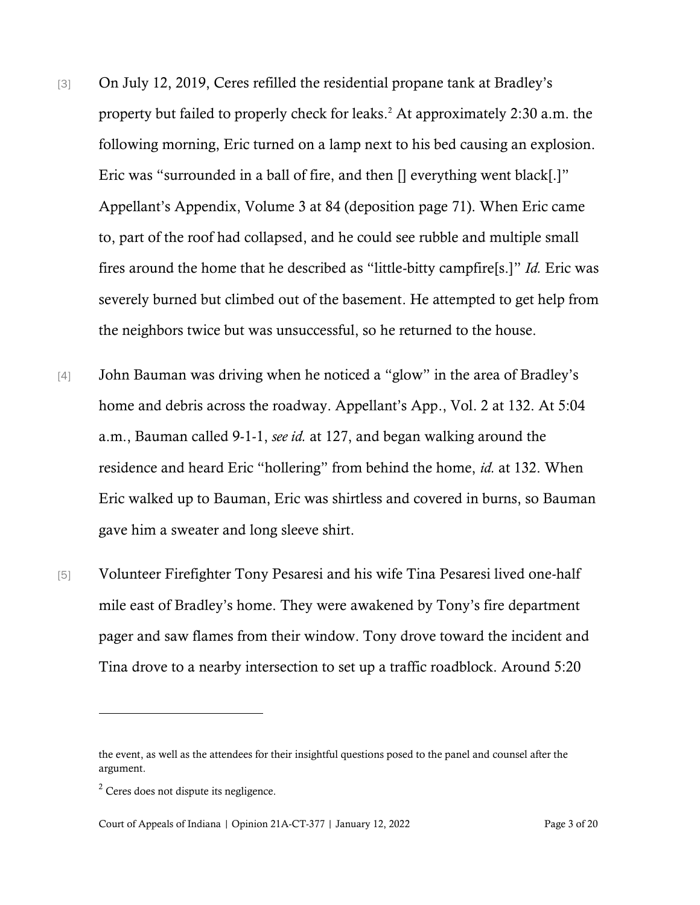[3] On July 12, 2019, Ceres refilled the residential propane tank at Bradley's property but failed to properly check for leaks.[2] At approximately 2:30 a.m. the following morning, Eric turned on a lamp next to his bed causing an explosion. Eric was "surrounded in a ball of fire, and then [] everything went black[.]" Appellant's Appendix, Volume 3 at 84 (deposition page 71). When Eric came to, part of the roof had collapsed, and he could see rubble and multiple small fires around the home that he described as "little-bitty campfire[s.]" *Id.* Eric was severely burned but climbed out of the basement. He attempted to get help from the neighbors twice but was unsuccessful, so he returned to the house.

[4] John Bauman was driving when he noticed a "glow" in the area of Bradley's home and debris across the roadway. Appellant's App., Vol. 2 at 132. At 5:04 a.m., Bauman called 9-1-1, *see id.* at 127, and began walking around the residence and heard Eric "hollering" from behind the home, *id.* at 132. When Eric walked up to Bauman, Eric was shirtless and covered in burns, so Bauman gave him a sweater and long sleeve shirt.

[5] Volunteer Firefighter Tony Pesaresi and his wife Tina Pesaresi lived one-half mile east of Bradley's home. They were awakened by Tony's fire department pager and saw flames from their window. Tony drove toward the incident and Tina drove to a nearby intersection to set up a traffic roadblock. Around 5:20

---

the event, as well as the attendees for their insightful questions posed to the panel and counsel after the argument.

[2] Ceres does not dispute its negligence.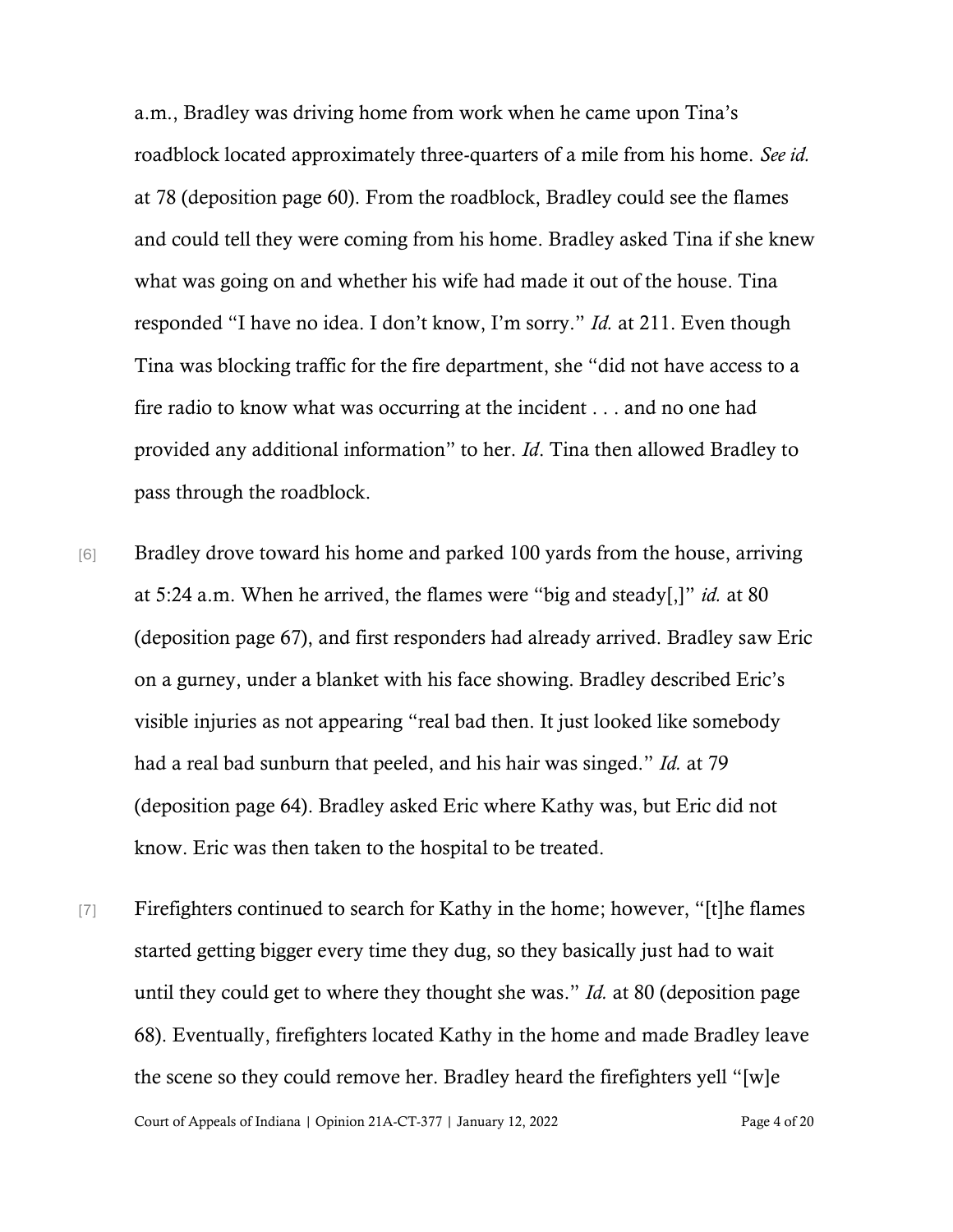a.m., Bradley was driving home from work when he came upon Tina's roadblock located approximately three-quarters of a mile from his home. *See id.* at 78 (deposition page 60). From the roadblock, Bradley could see the flames and could tell they were coming from his home. Bradley asked Tina if she knew what was going on and whether his wife had made it out of the house. Tina responded "I have no idea. I don't know, I'm sorry." *Id.* at 211. Even though Tina was blocking traffic for the fire department, she "did not have access to a fire radio to know what was occurring at the incident . . . and no one had provided any additional information" to her. *Id*. Tina then allowed Bradley to pass through the roadblock.

[6] Bradley drove toward his home and parked 100 yards from the house, arriving at 5:24 a.m. When he arrived, the flames were "big and steady[,]" *id.* at 80 (deposition page 67), and first responders had already arrived. Bradley saw Eric on a gurney, under a blanket with his face showing. Bradley described Eric's visible injuries as not appearing "real bad then. It just looked like somebody had a real bad sunburn that peeled, and his hair was singed." *Id.* at 79 (deposition page 64). Bradley asked Eric where Kathy was, but Eric did not know. Eric was then taken to the hospital to be treated.

[7] Firefighters continued to search for Kathy in the home; however, "[t]he flames started getting bigger every time they dug, so they basically just had to wait until they could get to where they thought she was." *Id.* at 80 (deposition page 68). Eventually, firefighters located Kathy in the home and made Bradley leave the scene so they could remove her. Bradley heard the firefighters yell "[w]e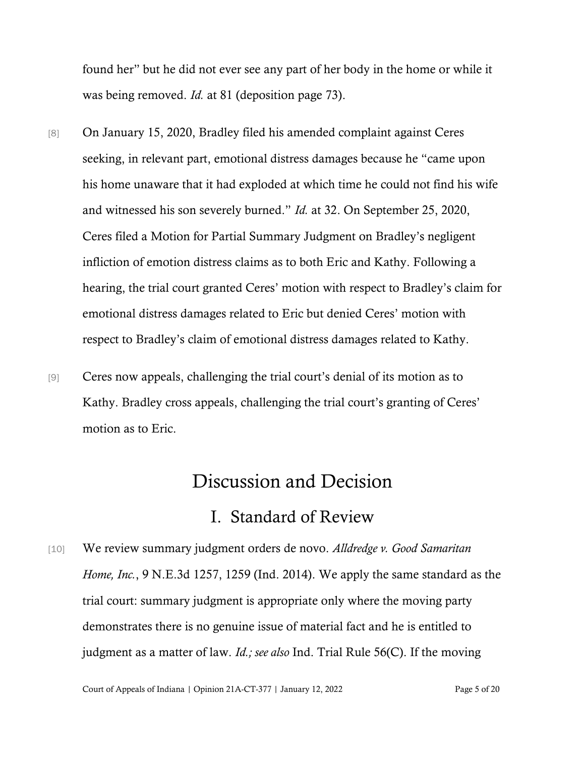found her" but he did not ever see any part of her body in the home or while it was being removed. *Id.* at 81 (deposition page 73).

[8] On January 15, 2020, Bradley filed his amended complaint against Ceres seeking, in relevant part, emotional distress damages because he "came upon his home unaware that it had exploded at which time he could not find his wife and witnessed his son severely burned." *Id.* at 32. On September 25, 2020, Ceres filed a Motion for Partial Summary Judgment on Bradley's negligent infliction of emotion distress claims as to both Eric and Kathy. Following a hearing, the trial court granted Ceres' motion with respect to Bradley's claim for emotional distress damages related to Eric but denied Ceres' motion with respect to Bradley's claim of emotional distress damages related to Kathy.

[9] Ceres now appeals, challenging the trial court's denial of its motion as to Kathy. Bradley cross appeals, challenging the trial court's granting of Ceres' motion as to Eric.

# Discussion and Decision

## I. Standard of Review

[10] We review summary judgment orders de novo. *Alldredge v. Good Samaritan Home, Inc.*, 9 N.E.3d 1257, 1259 (Ind. 2014). We apply the same standard as the trial court: summary judgment is appropriate only where the moving party demonstrates there is no genuine issue of material fact and he is entitled to judgment as a matter of law. *Id.; see also* Ind. Trial Rule 56(C). If the moving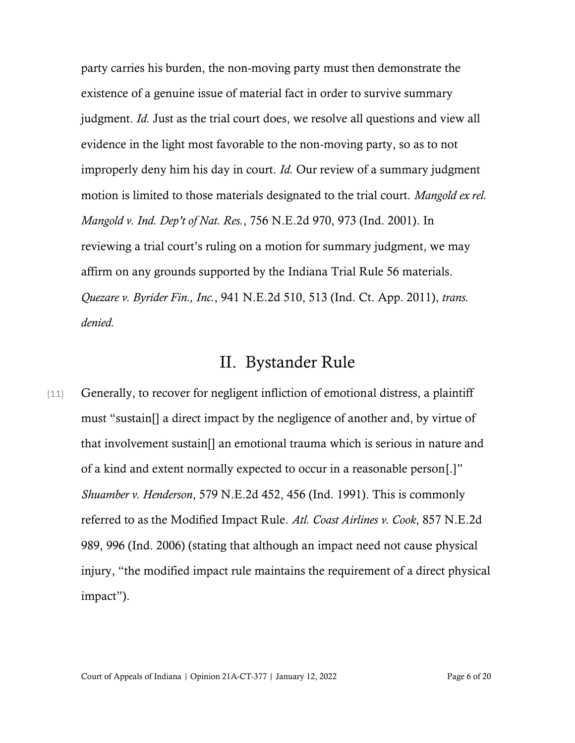party carries his burden, the non-moving party must then demonstrate the existence of a genuine issue of material fact in order to survive summary judgment. *Id.* Just as the trial court does, we resolve all questions and view all evidence in the light most favorable to the non-moving party, so as to not improperly deny him his day in court. *Id.* Our review of a summary judgment motion is limited to those materials designated to the trial court. *Mangold ex rel. Mangold v. Ind. Dep't of Nat. Res.*, 756 N.E.2d 970, 973 (Ind. 2001). In reviewing a trial court's ruling on a motion for summary judgment, we may affirm on any grounds supported by the Indiana Trial Rule 56 materials. *Quezare v. Byrider Fin., Inc.*, 941 N.E.2d 510, 513 (Ind. Ct. App. 2011), *trans. denied.*

## II. Bystander Rule

[11] Generally, to recover for negligent infliction of emotional distress, a plaintiff must "sustain[] a direct impact by the negligence of another and, by virtue of that involvement sustain[] an emotional trauma which is serious in nature and of a kind and extent normally expected to occur in a reasonable person[.]" *Shuamber v. Henderson*, 579 N.E.2d 452, 456 (Ind. 1991). This is commonly referred to as the Modified Impact Rule. *Atl. Coast Airlines v. Cook*, 857 N.E.2d 989, 996 (Ind. 2006) (stating that although an impact need not cause physical injury, "the modified impact rule maintains the requirement of a direct physical impact").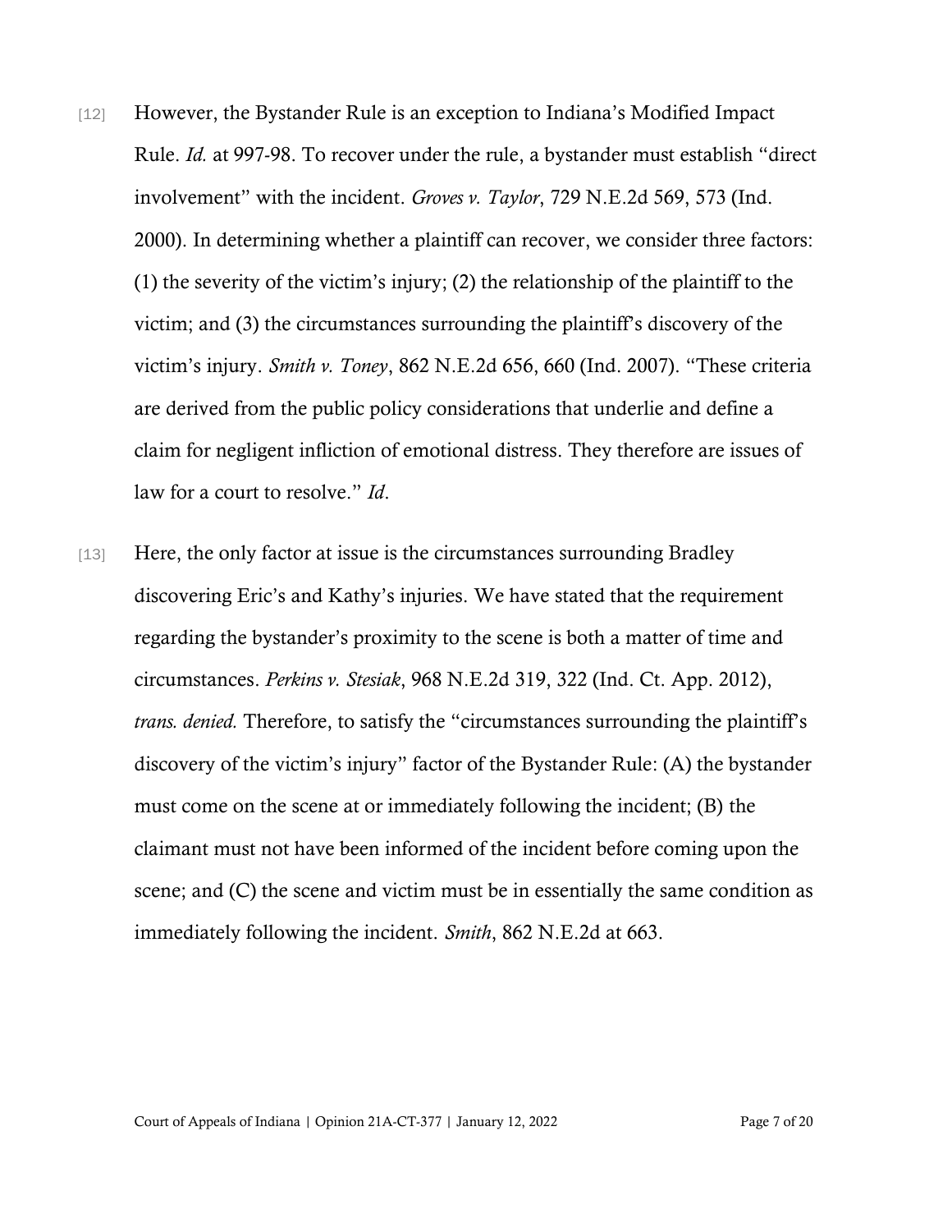[12] However, the Bystander Rule is an exception to Indiana's Modified Impact Rule. *Id.* at 997-98. To recover under the rule, a bystander must establish "direct involvement" with the incident. *Groves v. Taylor*, 729 N.E.2d 569, 573 (Ind. 2000). In determining whether a plaintiff can recover, we consider three factors: (1) the severity of the victim's injury; (2) the relationship of the plaintiff to the victim; and (3) the circumstances surrounding the plaintiff's discovery of the victim's injury. *Smith v. Toney*, 862 N.E.2d 656, 660 (Ind. 2007). "These criteria are derived from the public policy considerations that underlie and define a claim for negligent infliction of emotional distress. They therefore are issues of law for a court to resolve." *Id*.

[13] Here, the only factor at issue is the circumstances surrounding Bradley discovering Eric's and Kathy's injuries. We have stated that the requirement regarding the bystander's proximity to the scene is both a matter of time and circumstances. *Perkins v. Stesiak*, 968 N.E.2d 319, 322 (Ind. Ct. App. 2012), *trans. denied.* Therefore, to satisfy the "circumstances surrounding the plaintiff's discovery of the victim's injury" factor of the Bystander Rule: (A) the bystander must come on the scene at or immediately following the incident; (B) the claimant must not have been informed of the incident before coming upon the scene; and (C) the scene and victim must be in essentially the same condition as immediately following the incident. *Smith*, 862 N.E.2d at 663.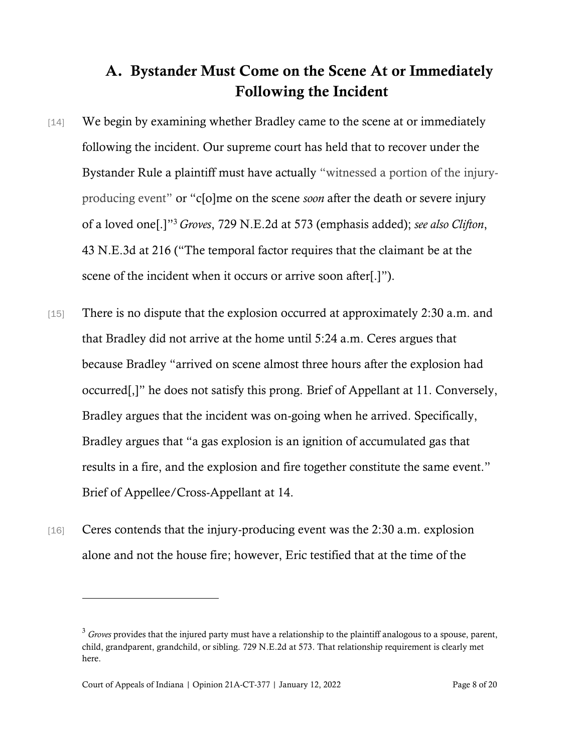## A. Bystander Must Come on the Scene At or Immediately Following the Incident

[14] We begin by examining whether Bradley came to the scene at or immediately following the incident. Our supreme court has held that to recover under the Bystander Rule a plaintiff must have actually "witnessed a portion of the injury-producing event" or "c[o]me on the scene *soon* after the death or severe injury of a loved one[.]"[3] *Groves*, 729 N.E.2d at 573 (emphasis added); *see also Clifton*, 43 N.E.3d at 216 ("The temporal factor requires that the claimant be at the scene of the incident when it occurs or arrive soon after[.]").

[15] There is no dispute that the explosion occurred at approximately 2:30 a.m. and that Bradley did not arrive at the home until 5:24 a.m. Ceres argues that because Bradley "arrived on scene almost three hours after the explosion had occurred[,]" he does not satisfy this prong. Brief of Appellant at 11. Conversely, Bradley argues that the incident was on-going when he arrived. Specifically, Bradley argues that "a gas explosion is an ignition of accumulated gas that results in a fire, and the explosion and fire together constitute the same event." Brief of Appellee/Cross-Appellant at 14.

[16] Ceres contends that the injury-producing event was the 2:30 a.m. explosion alone and not the house fire; however, Eric testified that at the time of the

---

[3] *Groves* provides that the injured party must have a relationship to the plaintiff analogous to a spouse, parent, child, grandparent, grandchild, or sibling. 729 N.E.2d at 573. That relationship requirement is clearly met here.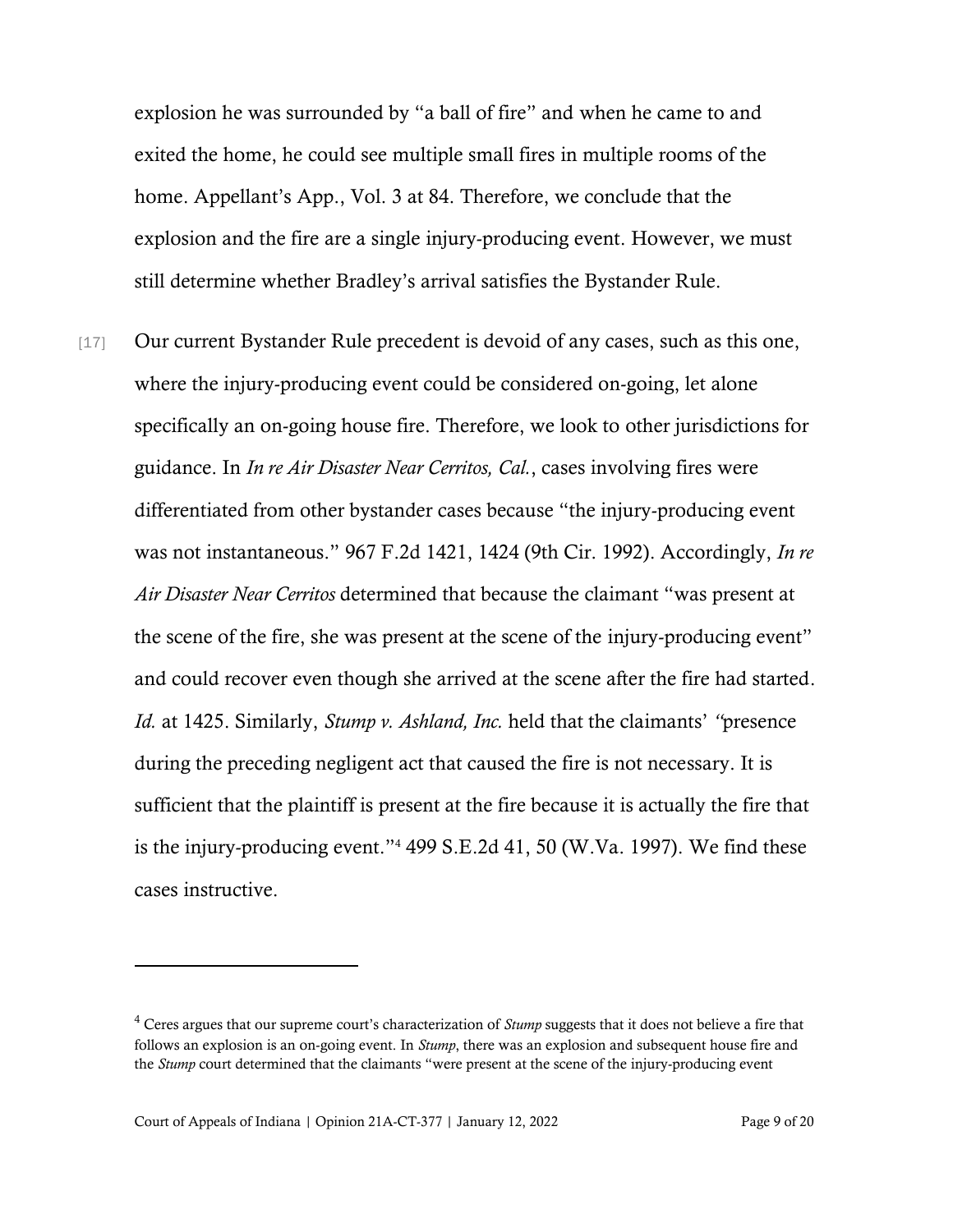explosion he was surrounded by "a ball of fire" and when he came to and exited the home, he could see multiple small fires in multiple rooms of the home. Appellant's App., Vol. 3 at 84. Therefore, we conclude that the explosion and the fire are a single injury-producing event. However, we must still determine whether Bradley's arrival satisfies the Bystander Rule.

[17] Our current Bystander Rule precedent is devoid of any cases, such as this one, where the injury-producing event could be considered on-going, let alone specifically an on-going house fire. Therefore, we look to other jurisdictions for guidance. In *In re Air Disaster Near Cerritos, Cal.*, cases involving fires were differentiated from other bystander cases because "the injury-producing event was not instantaneous." 967 F.2d 1421, 1424 (9th Cir. 1992). Accordingly, *In re Air Disaster Near Cerritos* determined that because the claimant "was present at the scene of the fire, she was present at the scene of the injury-producing event" and could recover even though she arrived at the scene after the fire had started. *Id.* at 1425. Similarly, *Stump v. Ashland, Inc.* held that the claimants' "presence during the preceding negligent act that caused the fire is not necessary. It is sufficient that the plaintiff is present at the fire because it is actually the fire that is the injury-producing event."[4] 499 S.E.2d 41, 50 (W.Va. 1997). We find these cases instructive.

---

[4] Ceres argues that our supreme court's characterization of *Stump* suggests that it does not believe a fire that follows an explosion is an on-going event. In *Stump*, there was an explosion and subsequent house fire and the *Stump* court determined that the claimants "were present at the scene of the injury-producing event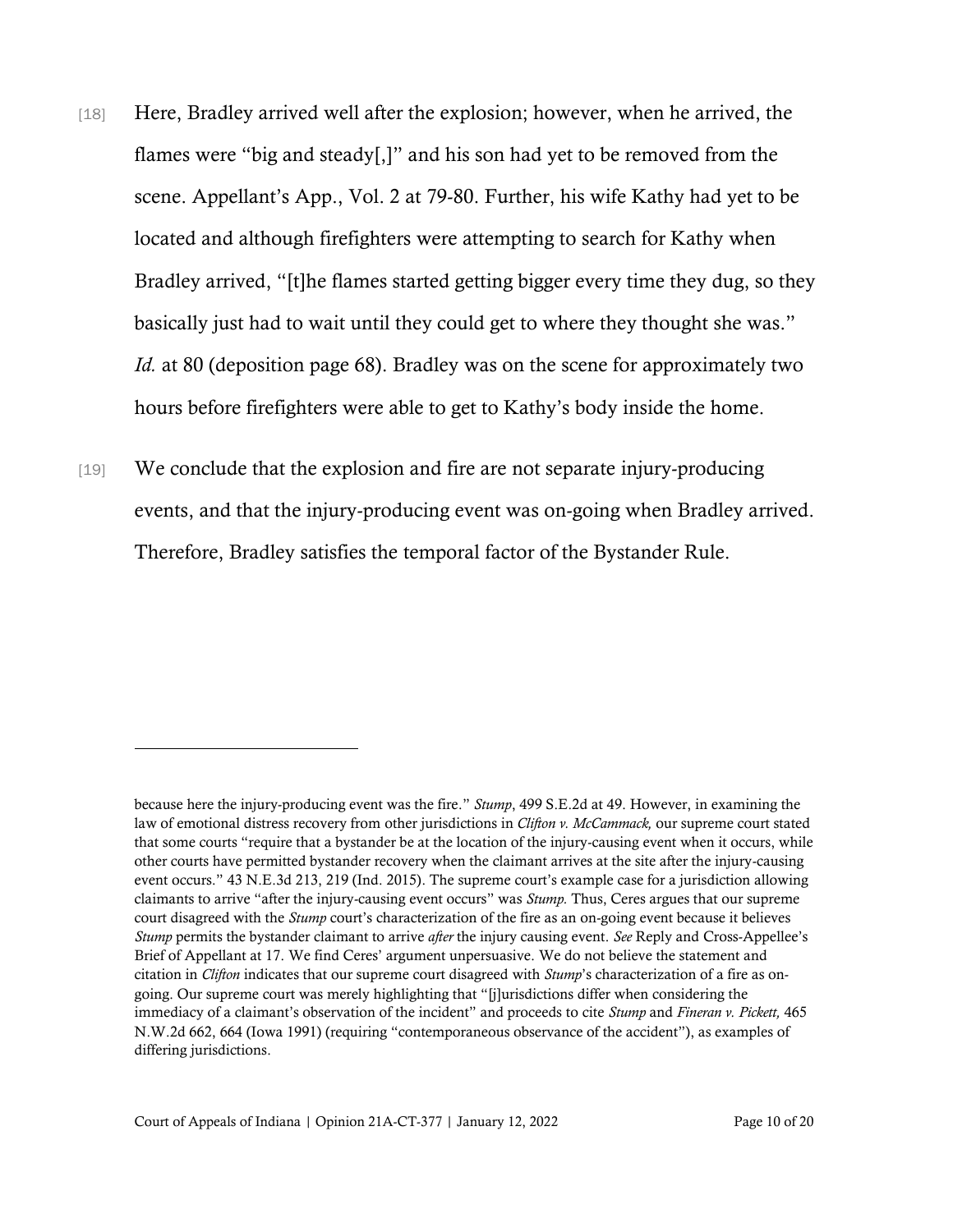[18] Here, Bradley arrived well after the explosion; however, when he arrived, the flames were "big and steady[,]" and his son had yet to be removed from the scene. Appellant's App., Vol. 2 at 79-80. Further, his wife Kathy had yet to be located and although firefighters were attempting to search for Kathy when Bradley arrived, "[t]he flames started getting bigger every time they dug, so they basically just had to wait until they could get to where they thought she was." *Id.* at 80 (deposition page 68). Bradley was on the scene for approximately two hours before firefighters were able to get to Kathy's body inside the home.

[19] We conclude that the explosion and fire are not separate injury-producing events, and that the injury-producing event was on-going when Bradley arrived. Therefore, Bradley satisfies the temporal factor of the Bystander Rule.

---

because here the injury-producing event was the fire." *Stump*, 499 S.E.2d at 49. However, in examining the law of emotional distress recovery from other jurisdictions in *Clifton v. McCammack,* our supreme court stated that some courts "require that a bystander be at the location of the injury-causing event when it occurs, while other courts have permitted bystander recovery when the claimant arrives at the site after the injury-causing event occurs." 43 N.E.3d 213, 219 (Ind. 2015). The supreme court's example case for a jurisdiction allowing claimants to arrive "after the injury-causing event occurs" was *Stump.* Thus, Ceres argues that our supreme court disagreed with the *Stump* court's characterization of the fire as an on-going event because it believes *Stump* permits the bystander claimant to arrive *after* the injury causing event. *See* Reply and Cross-Appellee's Brief of Appellant at 17. We find Ceres' argument unpersuasive. We do not believe the statement and citation in *Clifton* indicates that our supreme court disagreed with *Stump*'s characterization of a fire as on-going. Our supreme court was merely highlighting that "[j]urisdictions differ when considering the immediacy of a claimant's observation of the incident" and proceeds to cite *Stump* and *Fineran v. Pickett,* 465 N.W.2d 662, 664 (Iowa 1991) (requiring "contemporaneous observance of the accident"), as examples of differing jurisdictions.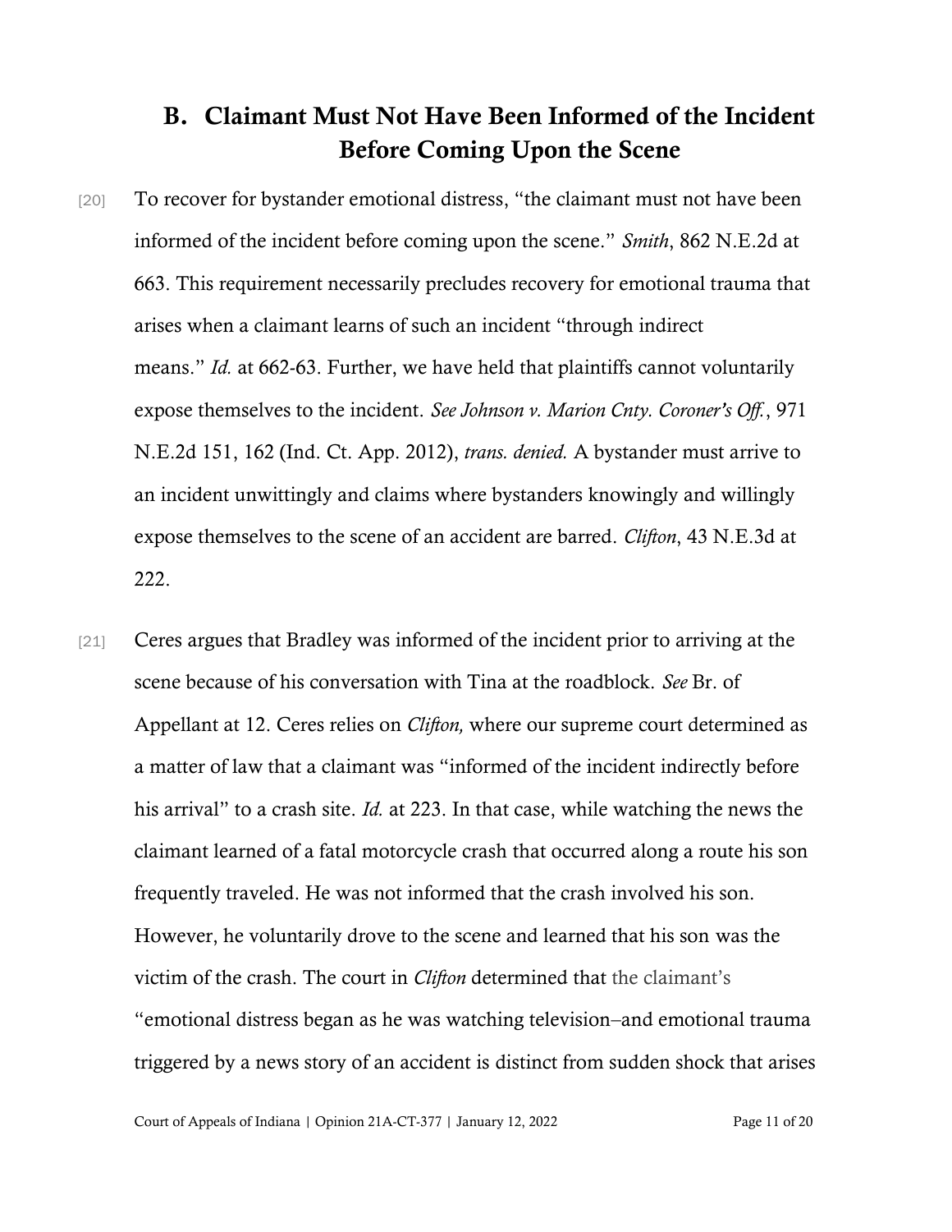## B. Claimant Must Not Have Been Informed of the Incident Before Coming Upon the Scene

[20] To recover for bystander emotional distress, "the claimant must not have been informed of the incident before coming upon the scene." *Smith*, 862 N.E.2d at 663. This requirement necessarily precludes recovery for emotional trauma that arises when a claimant learns of such an incident "through indirect means." *Id.* at 662-63. Further, we have held that plaintiffs cannot voluntarily expose themselves to the incident. *See Johnson v. Marion Cnty. Coroner's Off.*, 971 N.E.2d 151, 162 (Ind. Ct. App. 2012), *trans. denied.* A bystander must arrive to an incident unwittingly and claims where bystanders knowingly and willingly expose themselves to the scene of an accident are barred. *Clifton*, 43 N.E.3d at 222.

[21] Ceres argues that Bradley was informed of the incident prior to arriving at the scene because of his conversation with Tina at the roadblock. *See* Br. of Appellant at 12. Ceres relies on *Clifton,* where our supreme court determined as a matter of law that a claimant was "informed of the incident indirectly before his arrival" to a crash site. *Id.* at 223. In that case, while watching the news the claimant learned of a fatal motorcycle crash that occurred along a route his son frequently traveled. He was not informed that the crash involved his son. However, he voluntarily drove to the scene and learned that his son was the victim of the crash. The court in *Clifton* determined that the claimant's "emotional distress began as he was watching television–and emotional trauma triggered by a news story of an accident is distinct from sudden shock that arises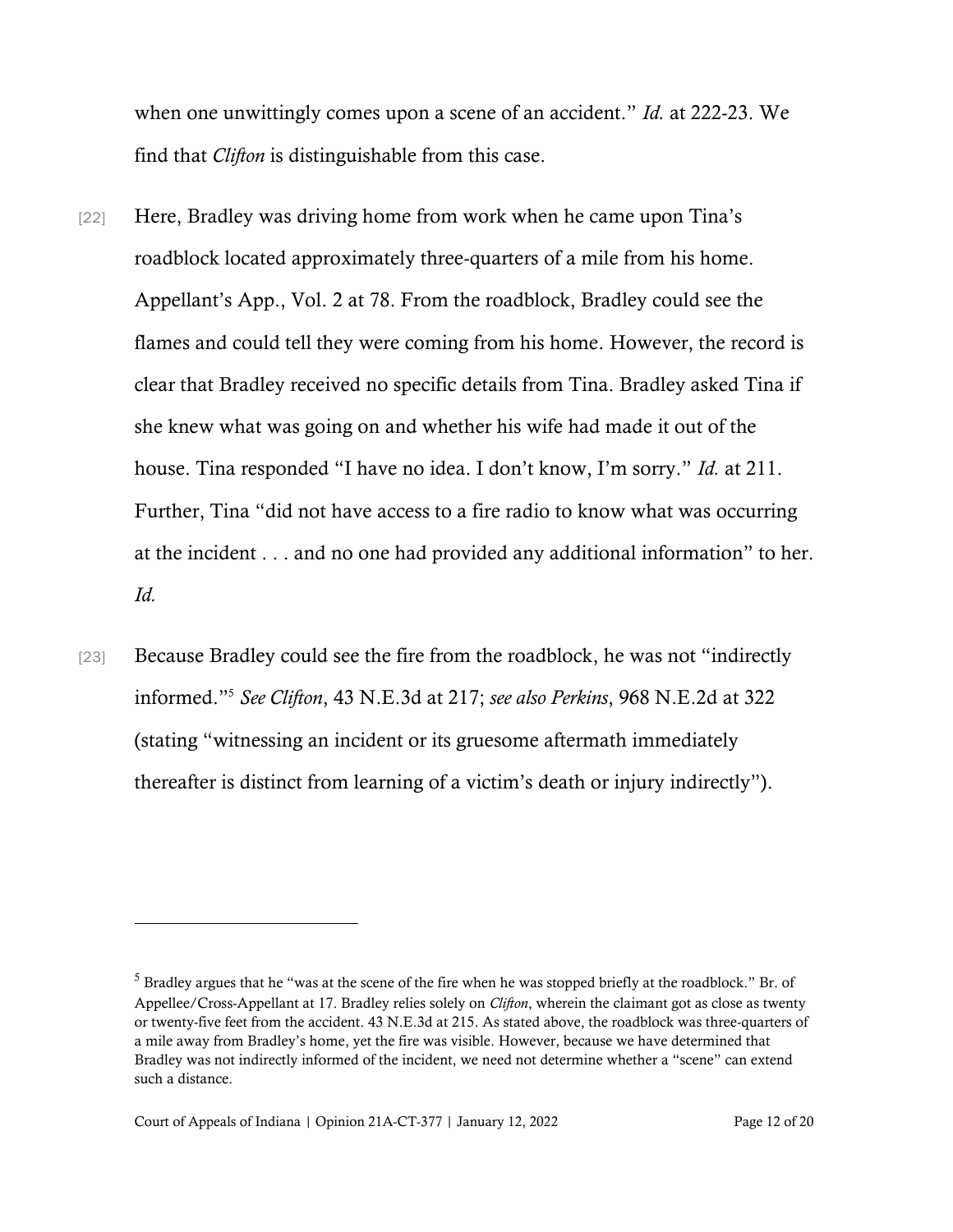when one unwittingly comes upon a scene of an accident." *Id.* at 222-23. We find that *Clifton* is distinguishable from this case.

[22] Here, Bradley was driving home from work when he came upon Tina's roadblock located approximately three-quarters of a mile from his home. Appellant's App., Vol. 2 at 78. From the roadblock, Bradley could see the flames and could tell they were coming from his home. However, the record is clear that Bradley received no specific details from Tina. Bradley asked Tina if she knew what was going on and whether his wife had made it out of the house. Tina responded "I have no idea. I don't know, I'm sorry." *Id.* at 211. Further, Tina "did not have access to a fire radio to know what was occurring at the incident . . . and no one had provided any additional information" to her. *Id.*

[23] Because Bradley could see the fire from the roadblock, he was not "indirectly informed."[5] *See Clifton*, 43 N.E.3d at 217; *see also Perkins*, 968 N.E.2d at 322 (stating "witnessing an incident or its gruesome aftermath immediately thereafter is distinct from learning of a victim's death or injury indirectly").

---

[5] Bradley argues that he "was at the scene of the fire when he was stopped briefly at the roadblock." Br. of Appellee/Cross-Appellant at 17. Bradley relies solely on *Clifton*, wherein the claimant got as close as twenty or twenty-five feet from the accident. 43 N.E.3d at 215. As stated above, the roadblock was three-quarters of a mile away from Bradley's home, yet the fire was visible. However, because we have determined that Bradley was not indirectly informed of the incident, we need not determine whether a "scene" can extend such a distance.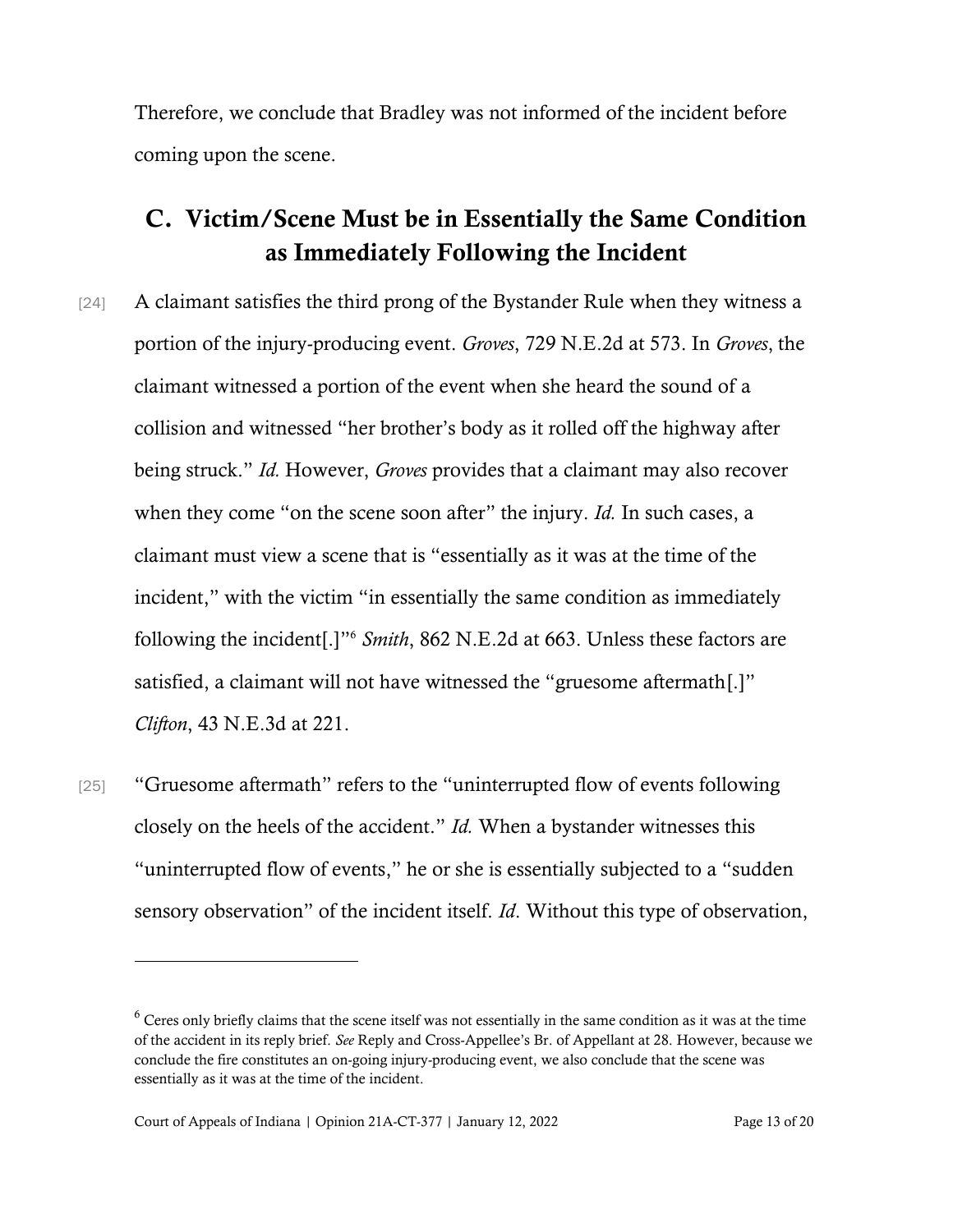Therefore, we conclude that Bradley was not informed of the incident before coming upon the scene.

## C. Victim/Scene Must be in Essentially the Same Condition as Immediately Following the Incident

[24] A claimant satisfies the third prong of the Bystander Rule when they witness a portion of the injury-producing event. *Groves*, 729 N.E.2d at 573. In *Groves*, the claimant witnessed a portion of the event when she heard the sound of a collision and witnessed "her brother's body as it rolled off the highway after being struck." *Id.* However, *Groves* provides that a claimant may also recover when they come "on the scene soon after" the injury. *Id.* In such cases, a claimant must view a scene that is "essentially as it was at the time of the incident," with the victim "in essentially the same condition as immediately following the incident[.]"[6] *Smith*, 862 N.E.2d at 663. Unless these factors are satisfied, a claimant will not have witnessed the "gruesome aftermath[.]" *Clifton*, 43 N.E.3d at 221.

[25] "Gruesome aftermath" refers to the "uninterrupted flow of events following closely on the heels of the accident." *Id.* When a bystander witnesses this "uninterrupted flow of events," he or she is essentially subjected to a "sudden sensory observation" of the incident itself. *Id*. Without this type of observation,

---

[6] Ceres only briefly claims that the scene itself was not essentially in the same condition as it was at the time of the accident in its reply brief. *See* Reply and Cross-Appellee's Br. of Appellant at 28. However, because we conclude the fire constitutes an on-going injury-producing event, we also conclude that the scene was essentially as it was at the time of the incident.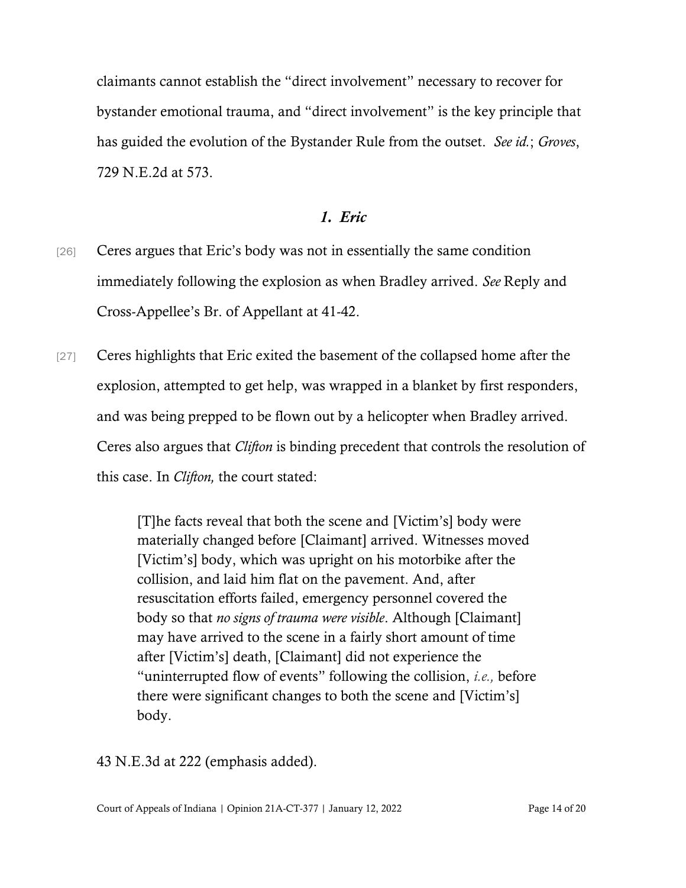claimants cannot establish the "direct involvement" necessary to recover for bystander emotional trauma, and "direct involvement" is the key principle that has guided the evolution of the Bystander Rule from the outset. *See id.*; *Groves*, 729 N.E.2d at 573.

### *1. Eric*

[26] Ceres argues that Eric's body was not in essentially the same condition immediately following the explosion as when Bradley arrived. *See* Reply and Cross-Appellee's Br. of Appellant at 41-42.

[27] Ceres highlights that Eric exited the basement of the collapsed home after the explosion, attempted to get help, was wrapped in a blanket by first responders, and was being prepped to be flown out by a helicopter when Bradley arrived. Ceres also argues that *Clifton* is binding precedent that controls the resolution of this case. In *Clifton,* the court stated:

> [T]he facts reveal that both the scene and [Victim's] body were materially changed before [Claimant] arrived. Witnesses moved [Victim's] body, which was upright on his motorbike after the collision, and laid him flat on the pavement. And, after resuscitation efforts failed, emergency personnel covered the body so that *no signs of trauma were visible*. Although [Claimant] may have arrived to the scene in a fairly short amount of time after [Victim's] death, [Claimant] did not experience the "uninterrupted flow of events" following the collision, *i.e.,* before there were significant changes to both the scene and [Victim's] body.

43 N.E.3d at 222 (emphasis added).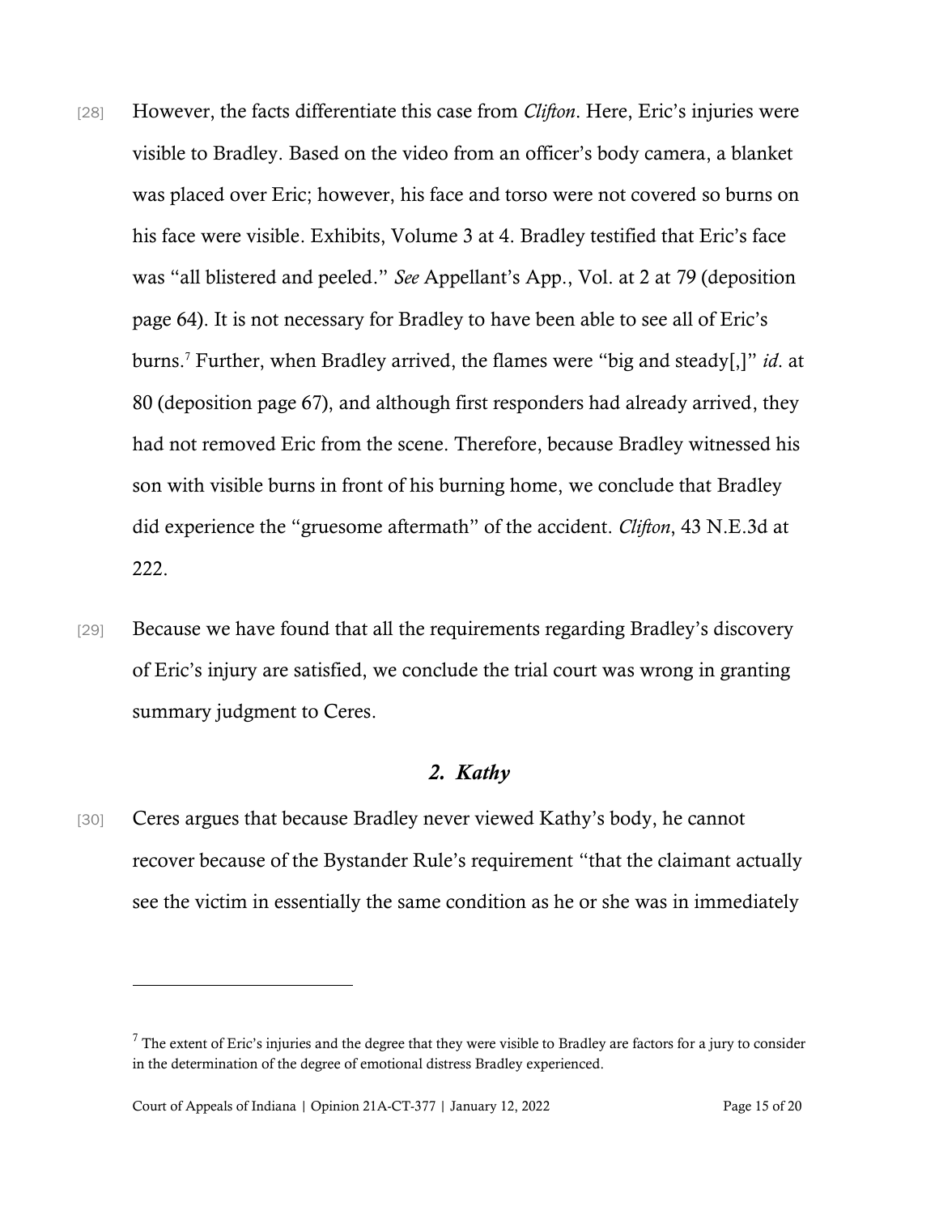[28] However, the facts differentiate this case from *Clifton*. Here, Eric's injuries were visible to Bradley. Based on the video from an officer's body camera, a blanket was placed over Eric; however, his face and torso were not covered so burns on his face were visible. Exhibits, Volume 3 at 4. Bradley testified that Eric's face was "all blistered and peeled." *See* Appellant's App., Vol. at 2 at 79 (deposition page 64). It is not necessary for Bradley to have been able to see all of Eric's burns.[7] Further, when Bradley arrived, the flames were "big and steady[,]" *id*. at 80 (deposition page 67), and although first responders had already arrived, they had not removed Eric from the scene. Therefore, because Bradley witnessed his son with visible burns in front of his burning home, we conclude that Bradley did experience the "gruesome aftermath" of the accident. *Clifton*, 43 N.E.3d at 222.

[29] Because we have found that all the requirements regarding Bradley's discovery of Eric's injury are satisfied, we conclude the trial court was wrong in granting summary judgment to Ceres.

### *2. Kathy*

[30] Ceres argues that because Bradley never viewed Kathy's body, he cannot recover because of the Bystander Rule's requirement "that the claimant actually see the victim in essentially the same condition as he or she was in immediately

---

[7] The extent of Eric's injuries and the degree that they were visible to Bradley are factors for a jury to consider in the determination of the degree of emotional distress Bradley experienced.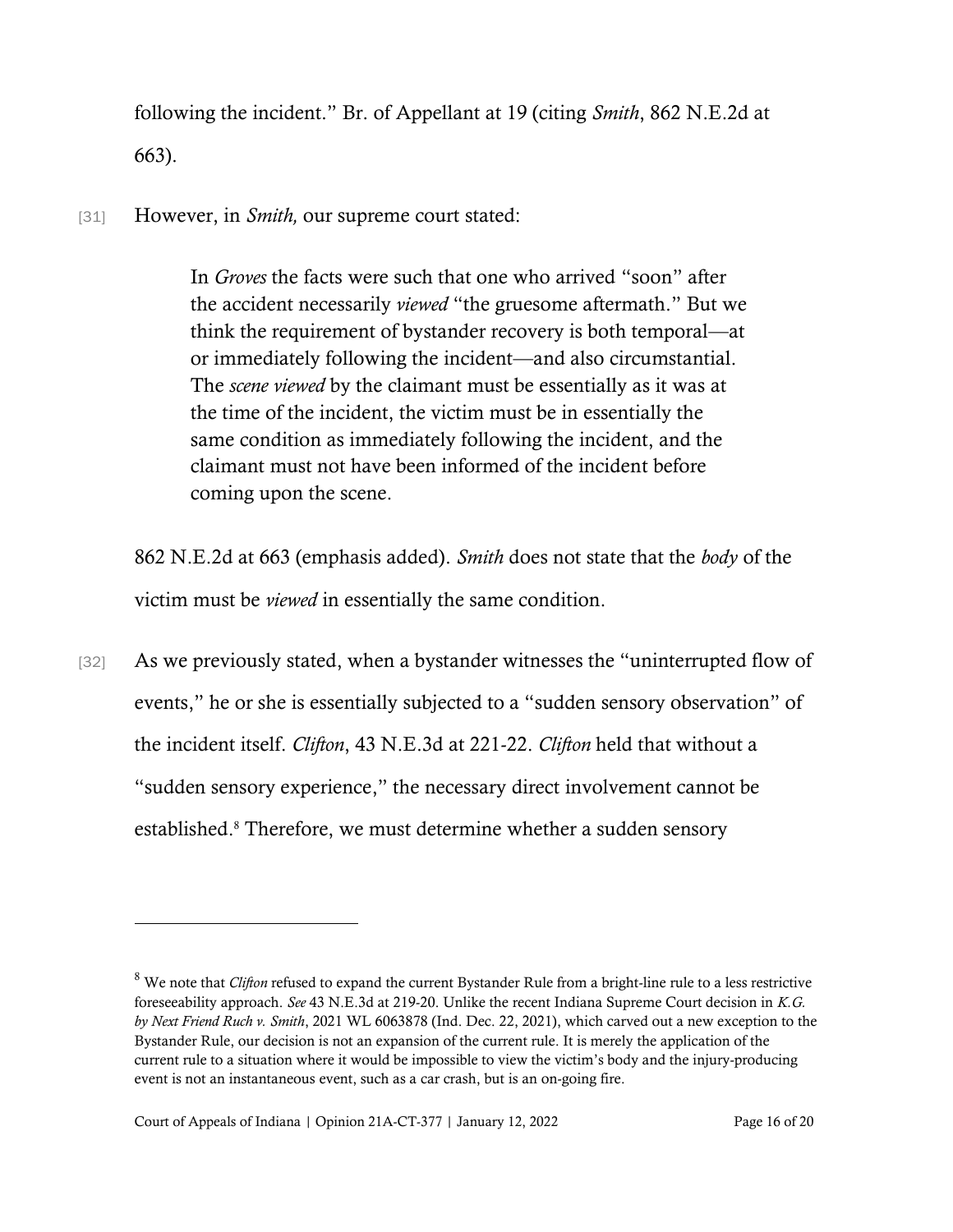following the incident." Br. of Appellant at 19 (citing *Smith*, 862 N.E.2d at 663).

[31] However, in *Smith,* our supreme court stated:

> In *Groves* the facts were such that one who arrived "soon" after the accident necessarily *viewed* "the gruesome aftermath." But we think the requirement of bystander recovery is both temporal—at or immediately following the incident—and also circumstantial. The *scene viewed* by the claimant must be essentially as it was at the time of the incident, the victim must be in essentially the same condition as immediately following the incident, and the claimant must not have been informed of the incident before coming upon the scene.

862 N.E.2d at 663 (emphasis added). *Smith* does not state that the *body* of the victim must be *viewed* in essentially the same condition.

[32] As we previously stated, when a bystander witnesses the "uninterrupted flow of events," he or she is essentially subjected to a "sudden sensory observation" of the incident itself. *Clifton*, 43 N.E.3d at 221-22. *Clifton* held that without a "sudden sensory experience," the necessary direct involvement cannot be established.[8] Therefore, we must determine whether a sudden sensory

---

[8] We note that *Clifton* refused to expand the current Bystander Rule from a bright-line rule to a less restrictive foreseeability approach. *See* 43 N.E.3d at 219-20. Unlike the recent Indiana Supreme Court decision in *K.G. by Next Friend Ruch v. Smith*, 2021 WL 6063878 (Ind. Dec. 22, 2021), which carved out a new exception to the Bystander Rule, our decision is not an expansion of the current rule. It is merely the application of the current rule to a situation where it would be impossible to view the victim's body and the injury-producing event is not an instantaneous event, such as a car crash, but is an on-going fire.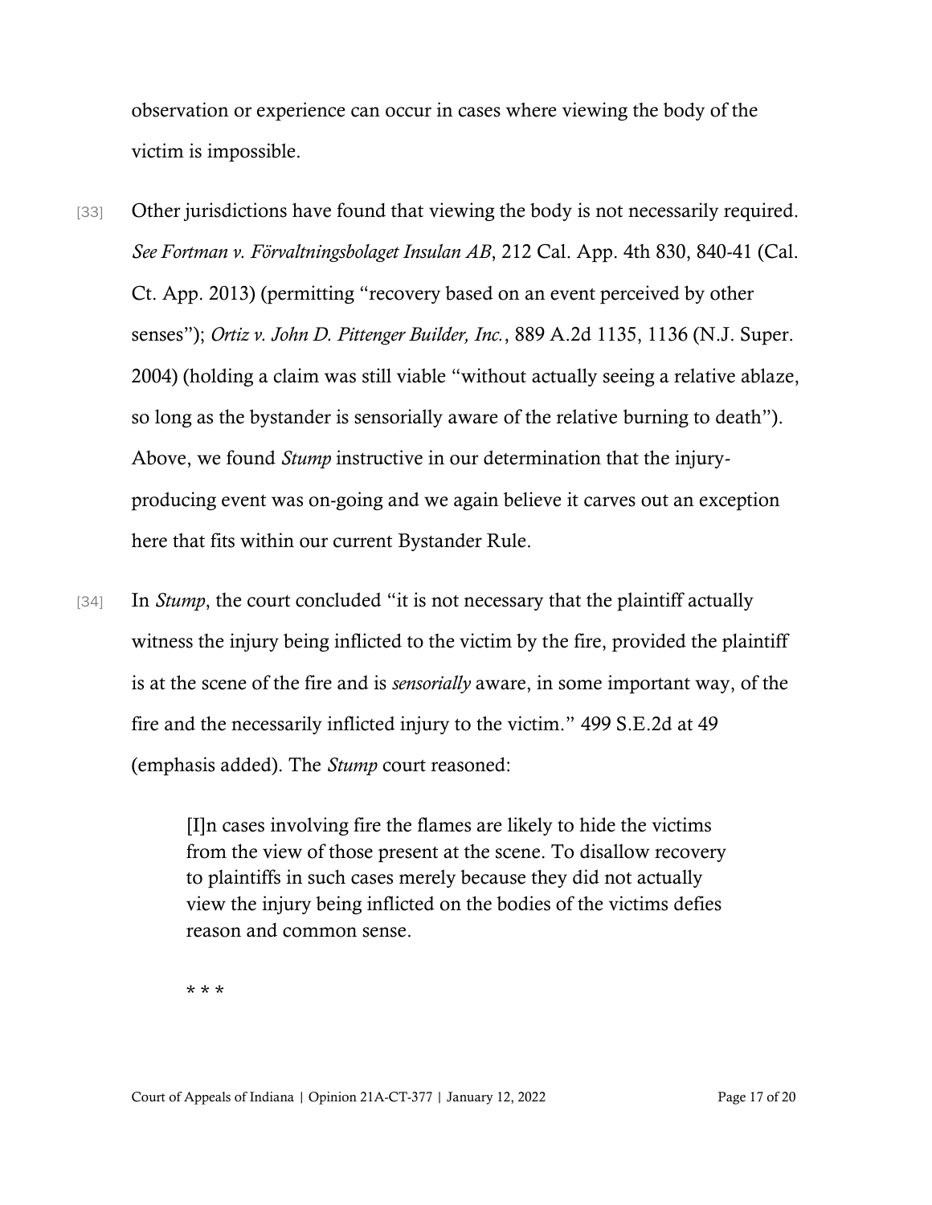observation or experience can occur in cases where viewing the body of the victim is impossible.

[33] Other jurisdictions have found that viewing the body is not necessarily required. *See Fortman v. Förvaltningsbolaget Insulan AB*, 212 Cal. App. 4th 830, 840-41 (Cal. Ct. App. 2013) (permitting "recovery based on an event perceived by other senses"); *Ortiz v. John D. Pittenger Builder, Inc.*, 889 A.2d 1135, 1136 (N.J. Super. 2004) (holding a claim was still viable "without actually seeing a relative ablaze, so long as the bystander is sensorially aware of the relative burning to death"). Above, we found *Stump* instructive in our determination that the injury-producing event was on-going and we again believe it carves out an exception here that fits within our current Bystander Rule.

[34] In *Stump*, the court concluded "it is not necessary that the plaintiff actually witness the injury being inflicted to the victim by the fire, provided the plaintiff is at the scene of the fire and is *sensorially* aware, in some important way, of the fire and the necessarily inflicted injury to the victim." 499 S.E.2d at 49 (emphasis added). The *Stump* court reasoned:

> [I]n cases involving fire the flames are likely to hide the victims from the view of those present at the scene. To disallow recovery to plaintiffs in such cases merely because they did not actually view the injury being inflicted on the bodies of the victims defies reason and common sense.
>
> * * *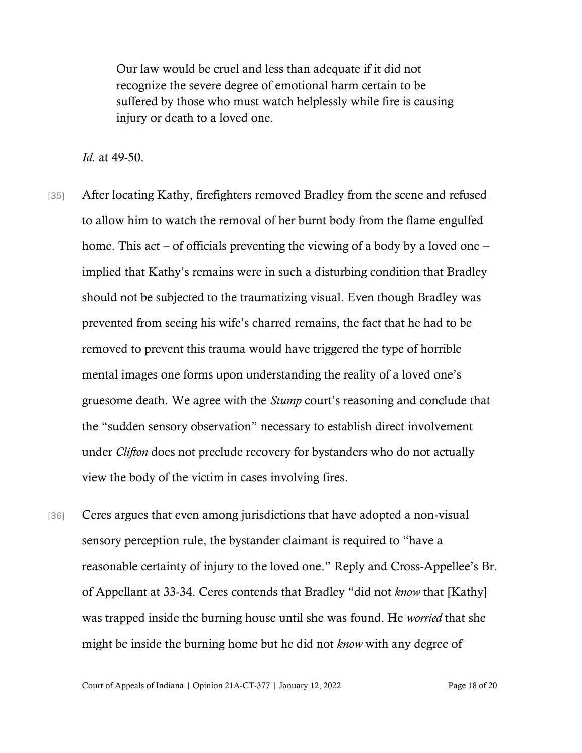> Our law would be cruel and less than adequate if it did not recognize the severe degree of emotional harm certain to be suffered by those who must watch helplessly while fire is causing injury or death to a loved one.

*Id.* at 49-50.

[35] After locating Kathy, firefighters removed Bradley from the scene and refused to allow him to watch the removal of her burnt body from the flame engulfed home. This act – of officials preventing the viewing of a body by a loved one – implied that Kathy's remains were in such a disturbing condition that Bradley should not be subjected to the traumatizing visual. Even though Bradley was prevented from seeing his wife's charred remains, the fact that he had to be removed to prevent this trauma would have triggered the type of horrible mental images one forms upon understanding the reality of a loved one's gruesome death. We agree with the *Stump* court's reasoning and conclude that the "sudden sensory observation" necessary to establish direct involvement under *Clifton* does not preclude recovery for bystanders who do not actually view the body of the victim in cases involving fires.

[36] Ceres argues that even among jurisdictions that have adopted a non-visual sensory perception rule, the bystander claimant is required to "have a reasonable certainty of injury to the loved one." Reply and Cross-Appellee's Br. of Appellant at 33-34. Ceres contends that Bradley "did not *know* that [Kathy] was trapped inside the burning house until she was found. He *worried* that she might be inside the burning home but he did not *know* with any degree of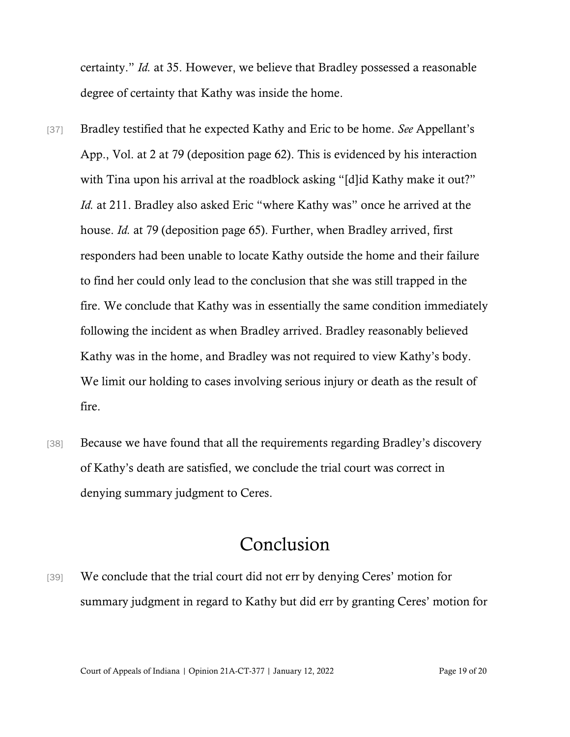certainty." *Id.* at 35. However, we believe that Bradley possessed a reasonable degree of certainty that Kathy was inside the home.

[37] Bradley testified that he expected Kathy and Eric to be home. *See* Appellant's App., Vol. at 2 at 79 (deposition page 62). This is evidenced by his interaction with Tina upon his arrival at the roadblock asking "[d]id Kathy make it out?" *Id.* at 211. Bradley also asked Eric "where Kathy was" once he arrived at the house. *Id.* at 79 (deposition page 65). Further, when Bradley arrived, first responders had been unable to locate Kathy outside the home and their failure to find her could only lead to the conclusion that she was still trapped in the fire. We conclude that Kathy was in essentially the same condition immediately following the incident as when Bradley arrived. Bradley reasonably believed Kathy was in the home, and Bradley was not required to view Kathy's body. We limit our holding to cases involving serious injury or death as the result of fire.

[38] Because we have found that all the requirements regarding Bradley's discovery of Kathy's death are satisfied, we conclude the trial court was correct in denying summary judgment to Ceres.

# Conclusion

[39] We conclude that the trial court did not err by denying Ceres' motion for summary judgment in regard to Kathy but did err by granting Ceres' motion for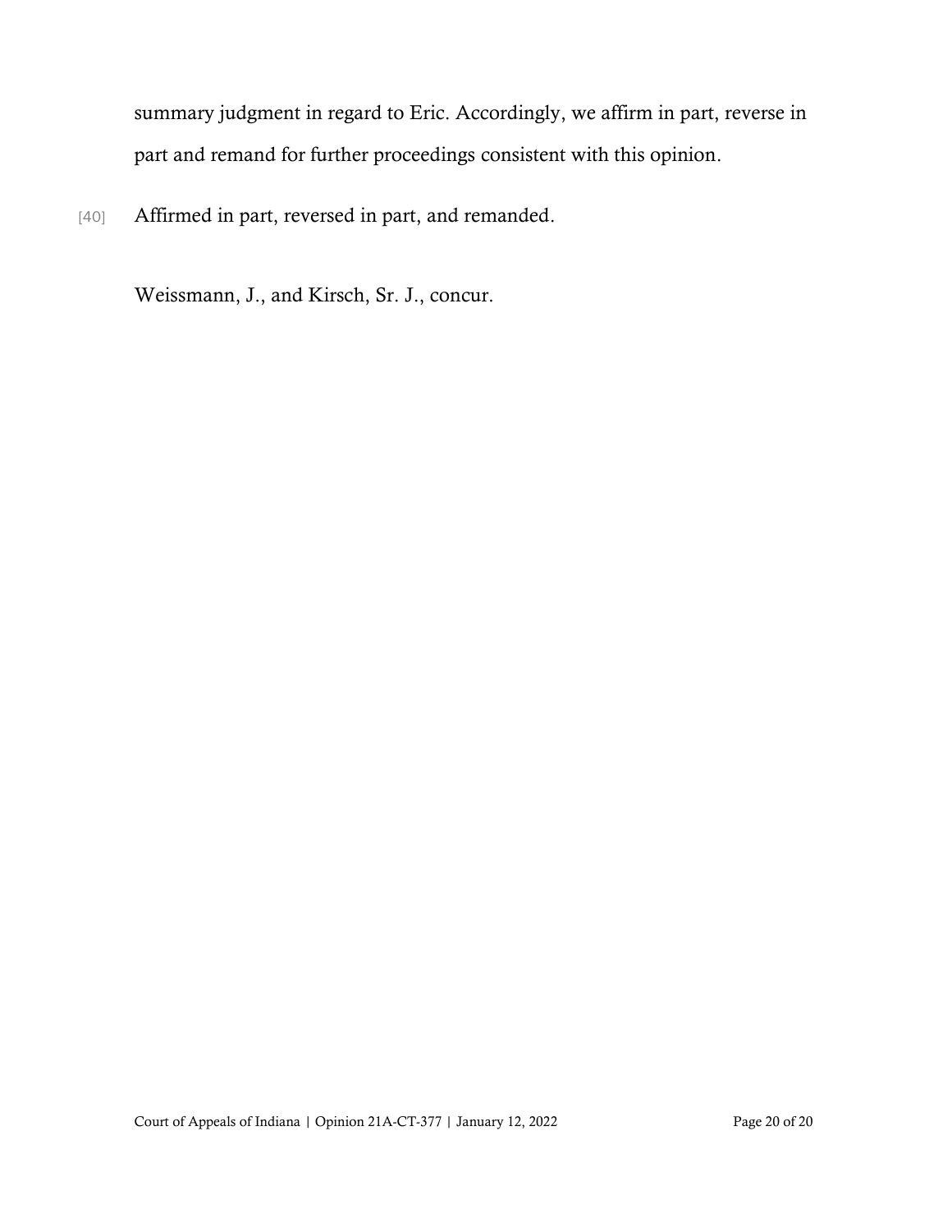summary judgment in regard to Eric. Accordingly, we affirm in part, reverse in part and remand for further proceedings consistent with this opinion.

[40] Affirmed in part, reversed in part, and remanded.

Weissmann, J., and Kirsch, Sr. J., concur.